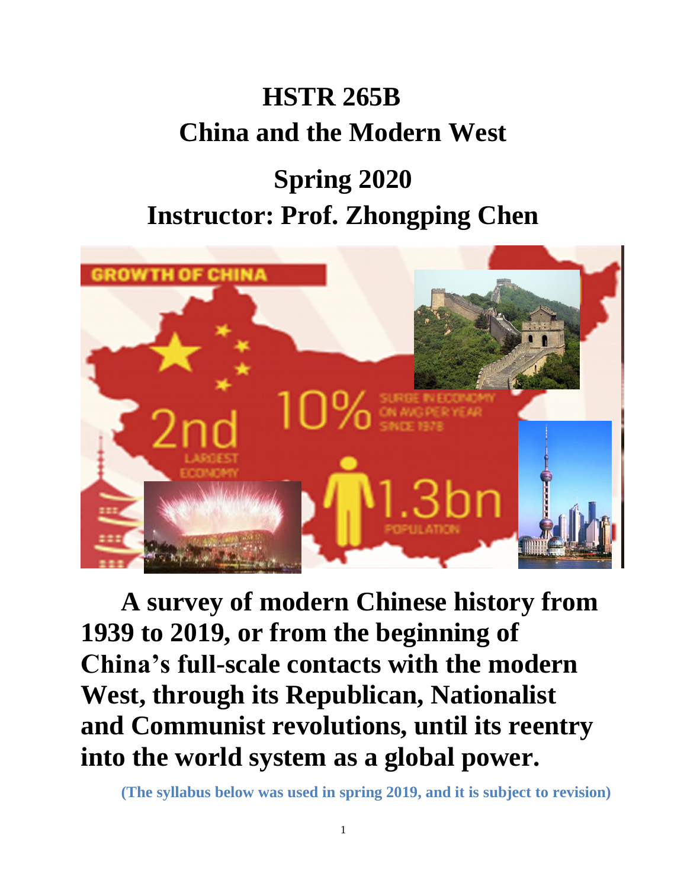# HSTR 265B

# China and the Modern West

## Spring 2020

## Instructor: Prof. Zhongping Chen

**A survey of modern Chinese history from 1939 to 2019, or from the beginning of China's full-scale contacts with the modern West, through its Republican, Nationalist and Communist revolutions, until its reentry into the world system as a global power.**

**(The syllabus below was used in spring 2019, and it is subject to revision)**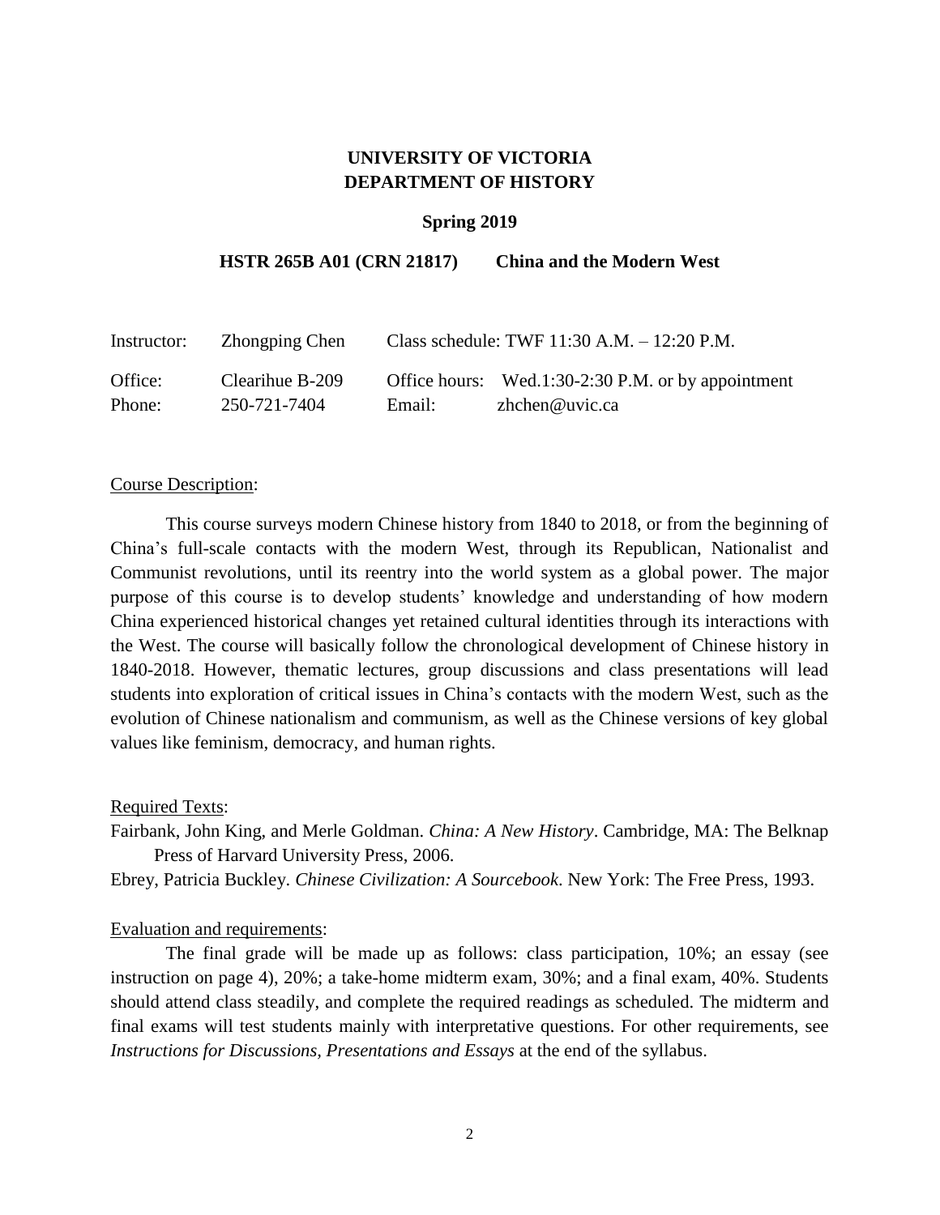**UNIVERSITY OF VICTORIA**
**DEPARTMENT OF HISTORY**

**Spring 2019**

**HSTR 265B A01 (CRN 21817) China and the Modern West**

| | | | |
|---|---|---|---|
| Instructor: | Zhongping Chen | Class schedule: TWF 11:30 A.M. – 12:20 P.M. | |
| Office: | Clearihue B-209 | Office hours: | Wed.1:30-2:30 P.M. or by appointment |
| Phone: | 250-721-7404 | Email: | zhchen@uvic.ca |

<u>Course Description</u>:

This course surveys modern Chinese history from 1840 to 2018, or from the beginning of China's full-scale contacts with the modern West, through its Republican, Nationalist and Communist revolutions, until its reentry into the world system as a global power. The major purpose of this course is to develop students' knowledge and understanding of how modern China experienced historical changes yet retained cultural identities through its interactions with the West. The course will basically follow the chronological development of Chinese history in 1840-2018. However, thematic lectures, group discussions and class presentations will lead students into exploration of critical issues in China's contacts with the modern West, such as the evolution of Chinese nationalism and communism, as well as the Chinese versions of key global values like feminism, democracy, and human rights.

<u>Required Texts</u>:

Fairbank, John King, and Merle Goldman. *China: A New History*. Cambridge, MA: The Belknap Press of Harvard University Press, 2006.

Ebrey, Patricia Buckley. *Chinese Civilization: A Sourcebook*. New York: The Free Press, 1993.

<u>Evaluation and requirements</u>:

The final grade will be made up as follows: class participation, 10%; an essay (see instruction on page 4), 20%; a take-home midterm exam, 30%; and a final exam, 40%. Students should attend class steadily, and complete the required readings as scheduled. The midterm and final exams will test students mainly with interpretative questions. For other requirements, see *Instructions for Discussions, Presentations and Essays* at the end of the syllabus.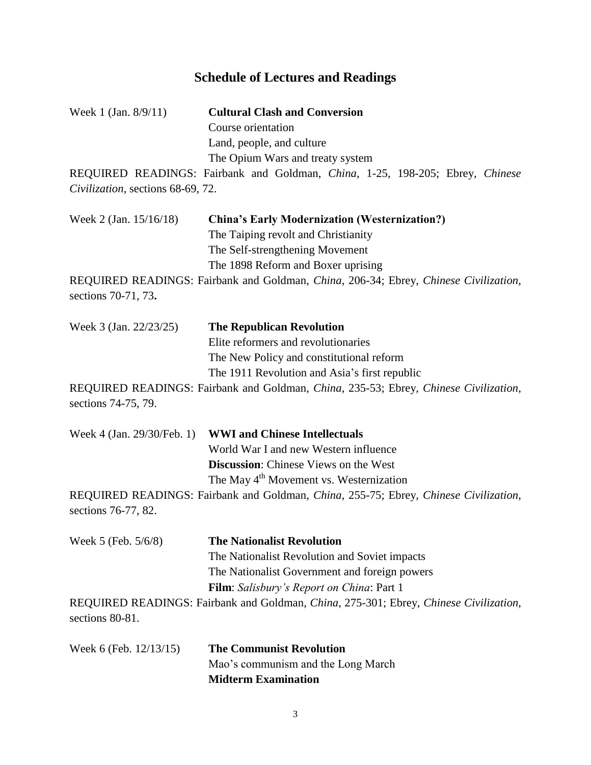## Schedule of Lectures and Readings

Week 1 (Jan. 8/9/11) **Cultural Clash and Conversion**
Course orientation
Land, people, and culture
The Opium Wars and treaty system

REQUIRED READINGS: Fairbank and Goldman, *China*, 1-25, 198-205; Ebrey, *Chinese Civilization*, sections 68-69, 72.

Week 2 (Jan. 15/16/18) **China's Early Modernization (Westernization?)**
The Taiping revolt and Christianity
The Self-strengthening Movement
The 1898 Reform and Boxer uprising

REQUIRED READINGS: Fairbank and Goldman, *China*, 206-34; Ebrey, *Chinese Civilization*, sections 70-71, 73**.**

Week 3 (Jan. 22/23/25) **The Republican Revolution**
Elite reformers and revolutionaries
The New Policy and constitutional reform
The 1911 Revolution and Asia's first republic

REQUIRED READINGS: Fairbank and Goldman, *China*, 235-53; Ebrey, *Chinese Civilization*, sections 74-75, 79.

Week 4 (Jan. 29/30/Feb. 1) **WWI and Chinese Intellectuals**
World War I and new Western influence
**Discussion**: Chinese Views on the West
The May 4th Movement vs. Westernization

REQUIRED READINGS: Fairbank and Goldman, *China*, 255-75; Ebrey, *Chinese Civilization*, sections 76-77, 82.

Week 5 (Feb. 5/6/8) **The Nationalist Revolution**
The Nationalist Revolution and Soviet impacts
The Nationalist Government and foreign powers
**Film**: *Salisbury's Report on China*: Part 1

REQUIRED READINGS: Fairbank and Goldman, *China*, 275-301; Ebrey, *Chinese Civilization*, sections 80-81.

Week 6 (Feb. 12/13/15) **The Communist Revolution**
Mao's communism and the Long March
**Midterm Examination**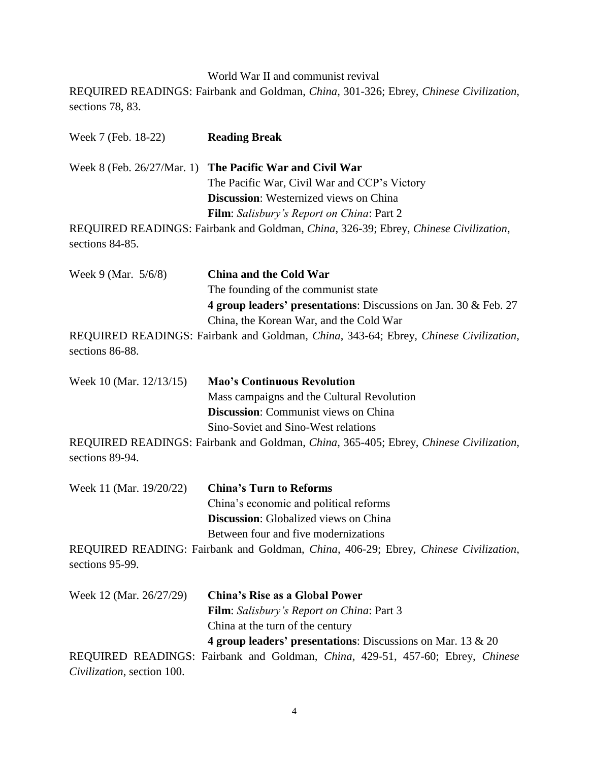World War II and communist revival

REQUIRED READINGS: Fairbank and Goldman, *China*, 301-326; Ebrey, *Chinese Civilization*, sections 78, 83.

Week 7 (Feb. 18-22) **Reading Break**

Week 8 (Feb. 26/27/Mar. 1) **The Pacific War and Civil War**
The Pacific War, Civil War and CCP's Victory
**Discussion**: Westernized views on China
**Film**: *Salisbury's Report on China*: Part 2

REQUIRED READINGS: Fairbank and Goldman, *China*, 326-39; Ebrey, *Chinese Civilization*, sections 84-85.

Week 9 (Mar. 5/6/8) **China and the Cold War**
The founding of the communist state
**4 group leaders' presentations**: Discussions on Jan. 30 & Feb. 27
China, the Korean War, and the Cold War

REQUIRED READINGS: Fairbank and Goldman, *China*, 343-64; Ebrey, *Chinese Civilization*, sections 86-88.

Week 10 (Mar. 12/13/15) **Mao's Continuous Revolution**
Mass campaigns and the Cultural Revolution
**Discussion**: Communist views on China
Sino-Soviet and Sino-West relations

REQUIRED READINGS: Fairbank and Goldman, *China*, 365-405; Ebrey, *Chinese Civilization*, sections 89-94.

Week 11 (Mar. 19/20/22) **China's Turn to Reforms**
China's economic and political reforms
**Discussion**: Globalized views on China
Between four and five modernizations

REQUIRED READING: Fairbank and Goldman, *China*, 406-29; Ebrey, *Chinese Civilization*, sections 95-99.

Week 12 (Mar. 26/27/29) **China's Rise as a Global Power**
**Film**: *Salisbury's Report on China*: Part 3
China at the turn of the century
**4 group leaders' presentations**: Discussions on Mar. 13 & 20

REQUIRED READINGS: Fairbank and Goldman, *China*, 429-51, 457-60; Ebrey, *Chinese Civilization*, section 100.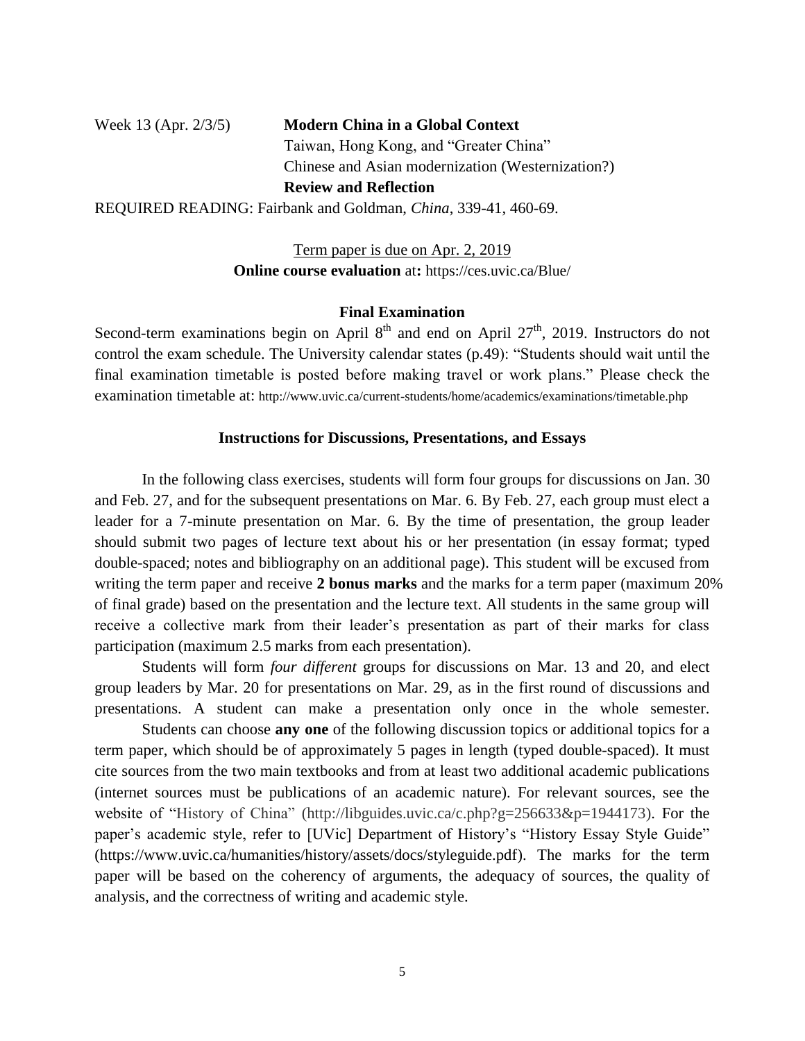Week 13 (Apr. 2/3/5) **Modern China in a Global Context**

Taiwan, Hong Kong, and "Greater China"

Chinese and Asian modernization (Westernization?)

**Review and Reflection**

REQUIRED READING: Fairbank and Goldman, *China*, 339-41, 460-69.

Term paper is due on Apr. 2, 2019

**Online course evaluation** at**:** https://ces.uvic.ca/Blue/

**Final Examination**

Second-term examinations begin on April 8th and end on April 27th, 2019. Instructors do not control the exam schedule. The University calendar states (p.49): "Students should wait until the final examination timetable is posted before making travel or work plans." Please check the examination timetable at: http://www.uvic.ca/current-students/home/academics/examinations/timetable.php

**Instructions for Discussions, Presentations, and Essays**

In the following class exercises, students will form four groups for discussions on Jan. 30 and Feb. 27, and for the subsequent presentations on Mar. 6. By Feb. 27, each group must elect a leader for a 7-minute presentation on Mar. 6. By the time of presentation, the group leader should submit two pages of lecture text about his or her presentation (in essay format; typed double-spaced; notes and bibliography on an additional page). This student will be excused from writing the term paper and receive **2 bonus marks** and the marks for a term paper (maximum 20% of final grade) based on the presentation and the lecture text. All students in the same group will receive a collective mark from their leader's presentation as part of their marks for class participation (maximum 2.5 marks from each presentation).

Students will form *four different* groups for discussions on Mar. 13 and 20, and elect group leaders by Mar. 20 for presentations on Mar. 29, as in the first round of discussions and presentations. A student can make a presentation only once in the whole semester.

Students can choose **any one** of the following discussion topics or additional topics for a term paper, which should be of approximately 5 pages in length (typed double-spaced). It must cite sources from the two main textbooks and from at least two additional academic publications (internet sources must be publications of an academic nature). For relevant sources, see the website of "History of China" (http://libguides.uvic.ca/c.php?g=256633&p=1944173). For the paper's academic style, refer to [UVic] Department of History's "History Essay Style Guide" (https://www.uvic.ca/humanities/history/assets/docs/styleguide.pdf). The marks for the term paper will be based on the coherency of arguments, the adequacy of sources, the quality of analysis, and the correctness of writing and academic style.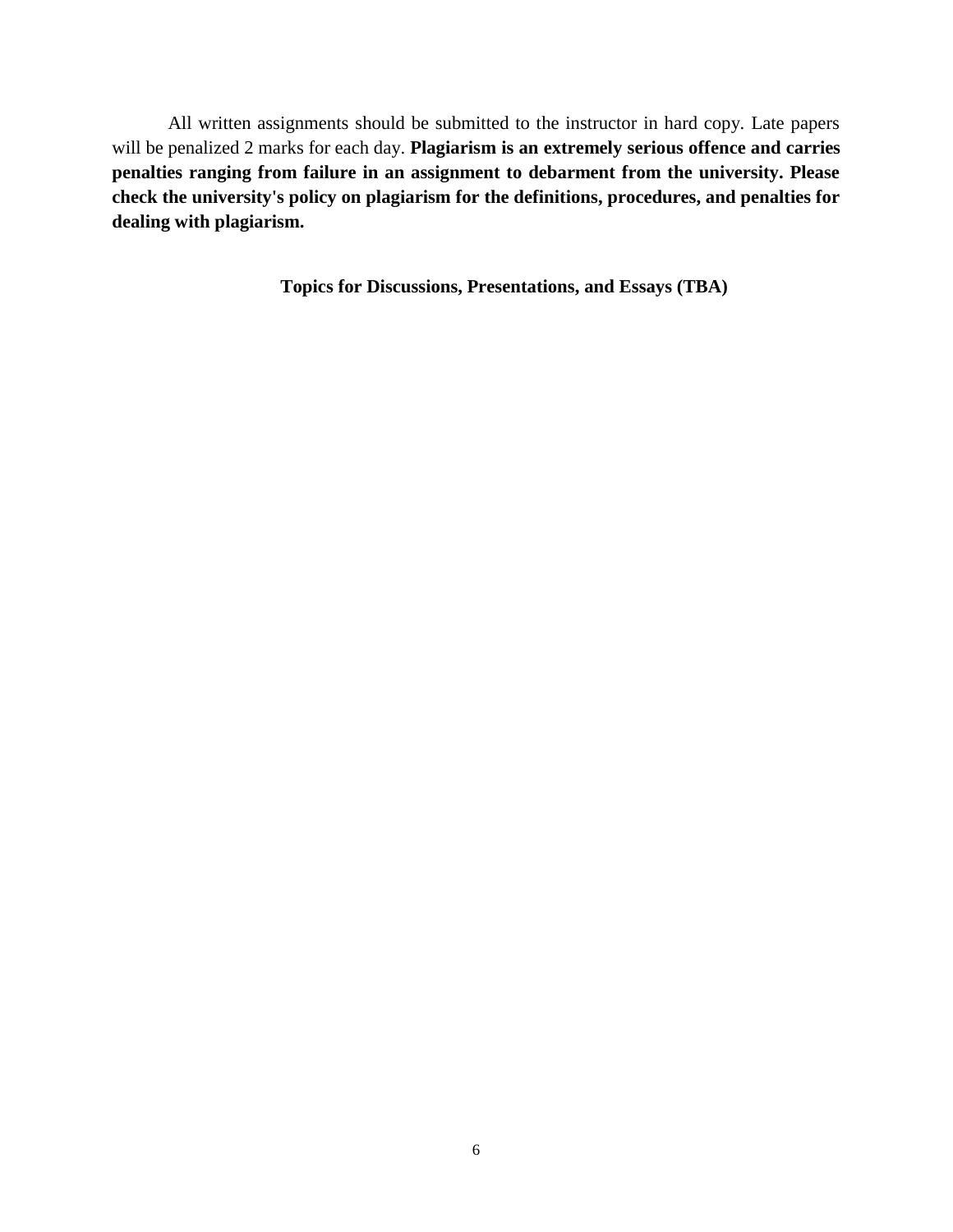All written assignments should be submitted to the instructor in hard copy. Late papers will be penalized 2 marks for each day. **Plagiarism is an extremely serious offence and carries penalties ranging from failure in an assignment to debarment from the university. Please check the university's policy on plagiarism for the definitions, procedures, and penalties for dealing with plagiarism.**

**Topics for Discussions, Presentations, and Essays (TBA)**